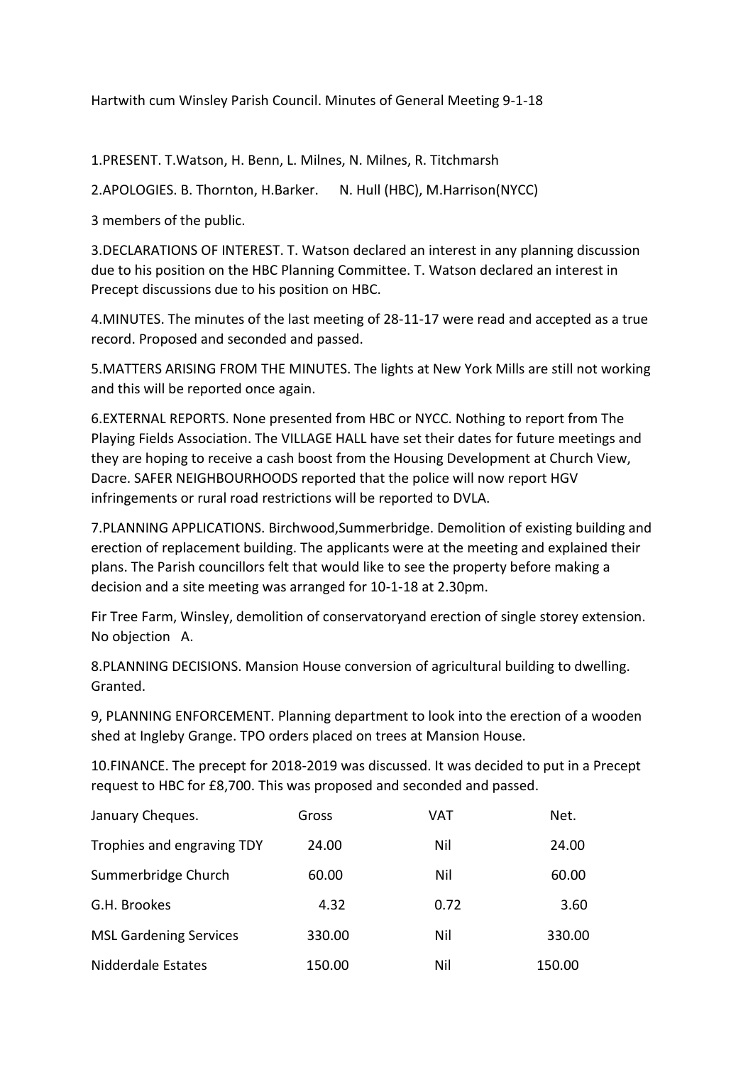Hartwith cum Winsley Parish Council. Minutes of General Meeting 9-1-18

1.PRESENT. T.Watson, H. Benn, L. Milnes, N. Milnes, R. Titchmarsh

2.APOLOGIES. B. Thornton, H.Barker.   N. Hull (HBC), M.Harrison(NYCC)

3 members of the public.

3.DECLARATIONS OF INTEREST. T. Watson declared an interest in any planning discussion due to his position on the HBC Planning Committee. T. Watson declared an interest in Precept discussions due to his position on HBC.

4.MINUTES. The minutes of the last meeting of 28-11-17 were read and accepted as a true record. Proposed and seconded and passed.

5.MATTERS ARISING FROM THE MINUTES. The lights at New York Mills are still not working and this will be reported once again.

6.EXTERNAL REPORTS. None presented from HBC or NYCC. Nothing to report from The Playing Fields Association. The VILLAGE HALL have set their dates for future meetings and they are hoping to receive a cash boost from the Housing Development at Church View, Dacre. SAFER NEIGHBOURHOODS reported that the police will now report HGV infringements or rural road restrictions will be reported to DVLA.

7.PLANNING APPLICATIONS. Birchwood,Summerbridge. Demolition of existing building and erection of replacement building. The applicants were at the meeting and explained their plans. The Parish councillors felt that would like to see the property before making a decision and a site meeting was arranged for 10-1-18 at 2.30pm.

Fir Tree Farm, Winsley, demolition of conservatoryand erection of single storey extension. No objection   A.

8.PLANNING DECISIONS. Mansion House conversion of agricultural building to dwelling. Granted.

9, PLANNING ENFORCEMENT. Planning department to look into the erection of a wooden shed at Ingleby Grange. TPO orders placed on trees at Mansion House.

10.FINANCE. The precept for 2018-2019 was discussed. It was decided to put in a Precept request to HBC for £8,700. This was proposed and seconded and passed.

| January Cheques. | Gross | VAT | Net. |
|---|---|---|---|
| Trophies and engraving TDY | 24.00 | Nil | 24.00 |
| Summerbridge Church | 60.00 | Nil | 60.00 |
| G.H. Brookes | 4.32 | 0.72 | 3.60 |
| MSL Gardening Services | 330.00 | Nil | 330.00 |
| Nidderdale Estates | 150.00 | Nil | 150.00 |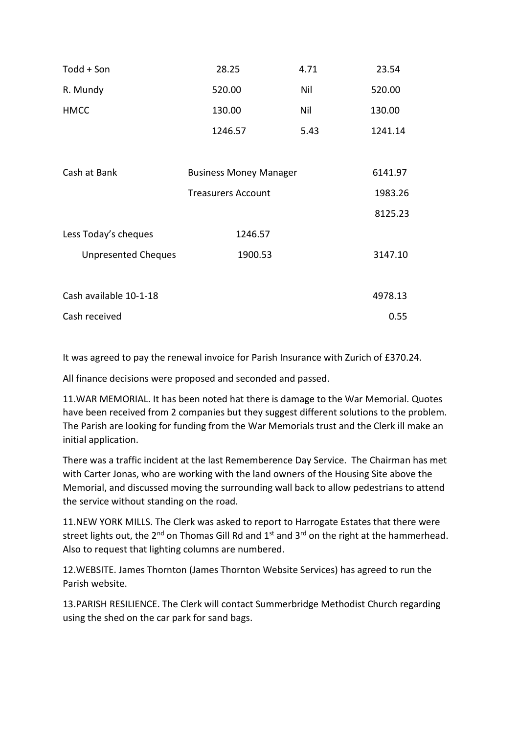| | | | |
|---|---|---|---|
| Todd + Son | 28.25 | 4.71 | 23.54 |
| R. Mundy | 520.00 | Nil | 520.00 |
| HMCC | 130.00 | Nil | 130.00 |
| | 1246.57 | 5.43 | 1241.14 |

| | | |
|---|---|---|
| Cash at Bank | Business Money Manager | 6141.97 |
| | Treasurers Account | 1983.26 |
| | | 8125.23 |
| Less Today's cheques | 1246.57 | |
| Unpresented Cheques | 1900.53 | 3147.10 |
| | | |
| Cash available 10-1-18 | | 4978.13 |
| Cash received | | 0.55 |

It was agreed to pay the renewal invoice for Parish Insurance with Zurich of £370.24.

All finance decisions were proposed and seconded and passed.

11.WAR MEMORIAL. It has been noted hat there is damage to the War Memorial. Quotes have been received from 2 companies but they suggest different solutions to the problem. The Parish are looking for funding from the War Memorials trust and the Clerk ill make an initial application.

There was a traffic incident at the last Rememberence Day Service. The Chairman has met with Carter Jonas, who are working with the land owners of the Housing Site above the Memorial, and discussed moving the surrounding wall back to allow pedestrians to attend the service without standing on the road.

11.NEW YORK MILLS. The Clerk was asked to report to Harrogate Estates that there were street lights out, the 2nd on Thomas Gill Rd and 1st and 3rd on the right at the hammerhead. Also to request that lighting columns are numbered.

12.WEBSITE. James Thornton (James Thornton Website Services) has agreed to run the Parish website.

13.PARISH RESILIENCE. The Clerk will contact Summerbridge Methodist Church regarding using the shed on the car park for sand bags.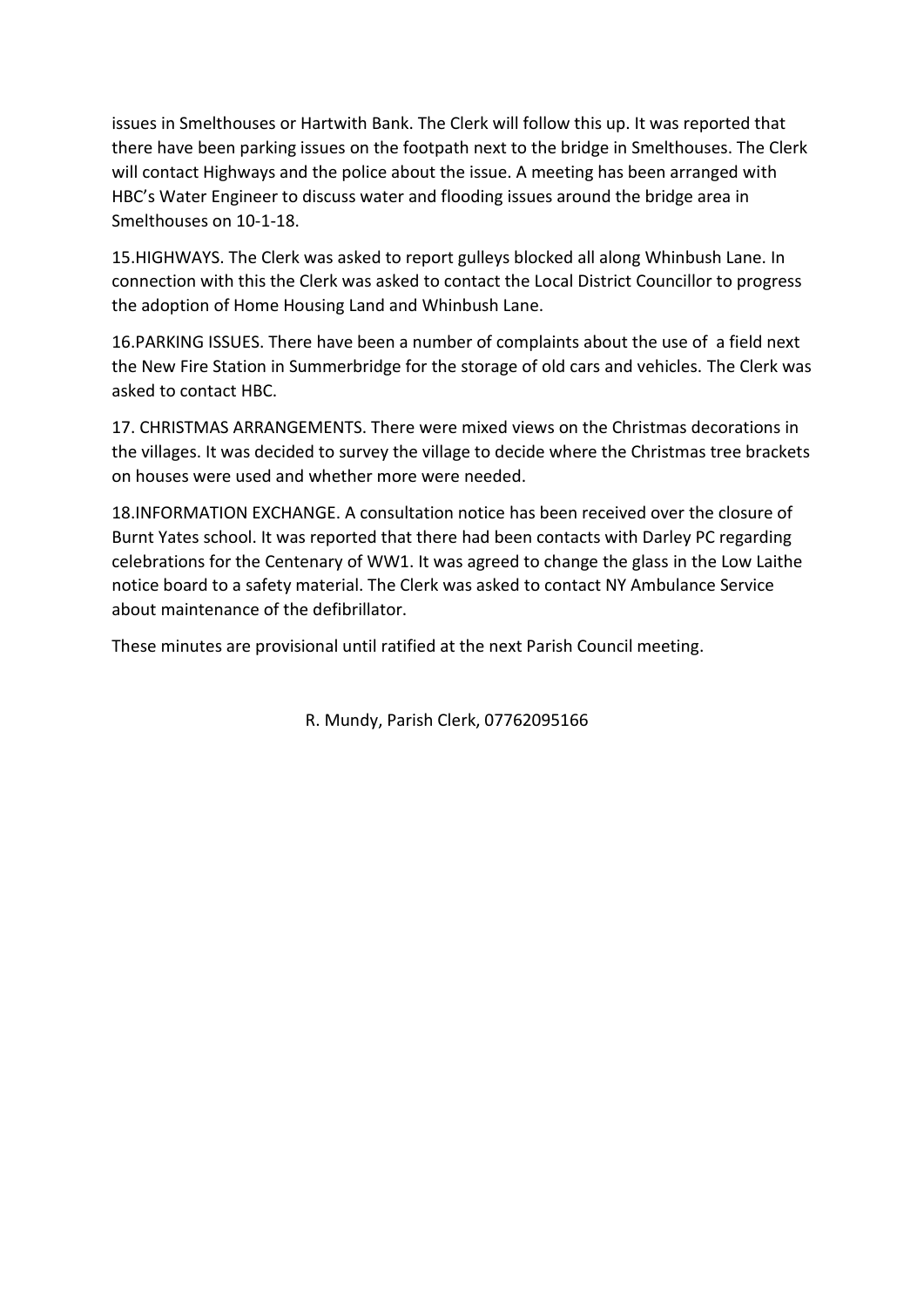issues in Smelthouses or Hartwith Bank. The Clerk will follow this up. It was reported that there have been parking issues on the footpath next to the bridge in Smelthouses. The Clerk will contact Highways and the police about the issue. A meeting has been arranged with HBC's Water Engineer to discuss water and flooding issues around the bridge area in Smelthouses on 10-1-18.

15.HIGHWAYS. The Clerk was asked to report gulleys blocked all along Whinbush Lane. In connection with this the Clerk was asked to contact the Local District Councillor to progress the adoption of Home Housing Land and Whinbush Lane.

16.PARKING ISSUES. There have been a number of complaints about the use of a field next the New Fire Station in Summerbridge for the storage of old cars and vehicles. The Clerk was asked to contact HBC.

17. CHRISTMAS ARRANGEMENTS. There were mixed views on the Christmas decorations in the villages. It was decided to survey the village to decide where the Christmas tree brackets on houses were used and whether more were needed.

18.INFORMATION EXCHANGE. A consultation notice has been received over the closure of Burnt Yates school. It was reported that there had been contacts with Darley PC regarding celebrations for the Centenary of WW1. It was agreed to change the glass in the Low Laithe notice board to a safety material. The Clerk was asked to contact NY Ambulance Service about maintenance of the defibrillator.

These minutes are provisional until ratified at the next Parish Council meeting.

R. Mundy, Parish Clerk, 07762095166